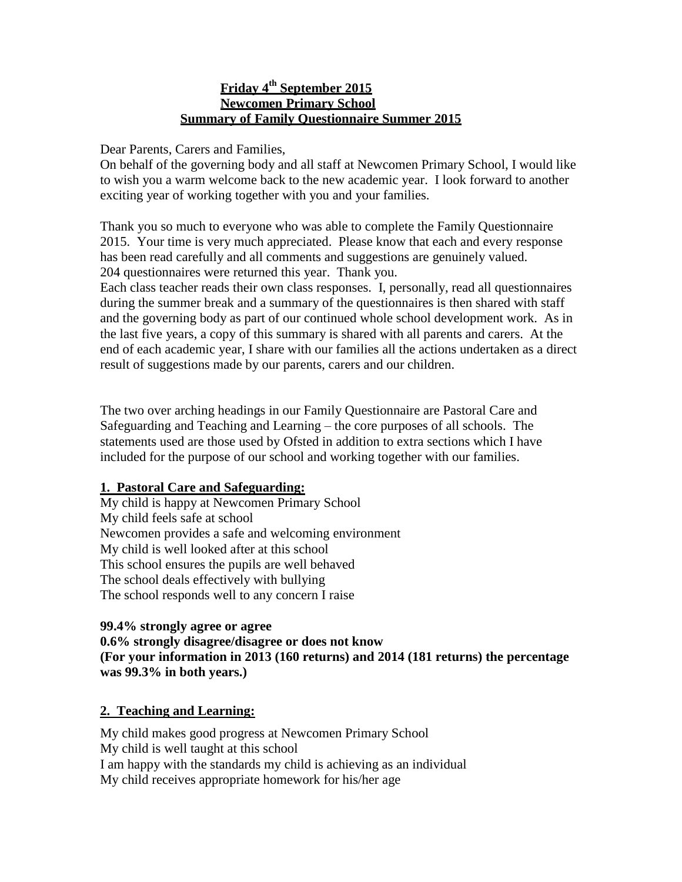**Friday 4th September 2015**
**Newcomen Primary School**
**Summary of Family Questionnaire Summer 2015**

Dear Parents, Carers and Families,
On behalf of the governing body and all staff at Newcomen Primary School, I would like to wish you a warm welcome back to the new academic year. I look forward to another exciting year of working together with you and your families.

Thank you so much to everyone who was able to complete the Family Questionnaire 2015. Your time is very much appreciated. Please know that each and every response has been read carefully and all comments and suggestions are genuinely valued.
204 questionnaires were returned this year. Thank you.
Each class teacher reads their own class responses. I, personally, read all questionnaires during the summer break and a summary of the questionnaires is then shared with staff and the governing body as part of our continued whole school development work. As in the last five years, a copy of this summary is shared with all parents and carers. At the end of each academic year, I share with our families all the actions undertaken as a direct result of suggestions made by our parents, carers and our children.

The two over arching headings in our Family Questionnaire are Pastoral Care and Safeguarding and Teaching and Learning – the core purposes of all schools. The statements used are those used by Ofsted in addition to extra sections which I have included for the purpose of our school and working together with our families.

**1. Pastoral Care and Safeguarding:**

My child is happy at Newcomen Primary School
My child feels safe at school
Newcomen provides a safe and welcoming environment
My child is well looked after at this school
This school ensures the pupils are well behaved
The school deals effectively with bullying
The school responds well to any concern I raise

**99.4% strongly agree or agree**
**0.6% strongly disagree/disagree or does not know**
**(For your information in 2013 (160 returns) and 2014 (181 returns) the percentage was 99.3% in both years.)**

**2. Teaching and Learning:**

My child makes good progress at Newcomen Primary School
My child is well taught at this school
I am happy with the standards my child is achieving as an individual
My child receives appropriate homework for his/her age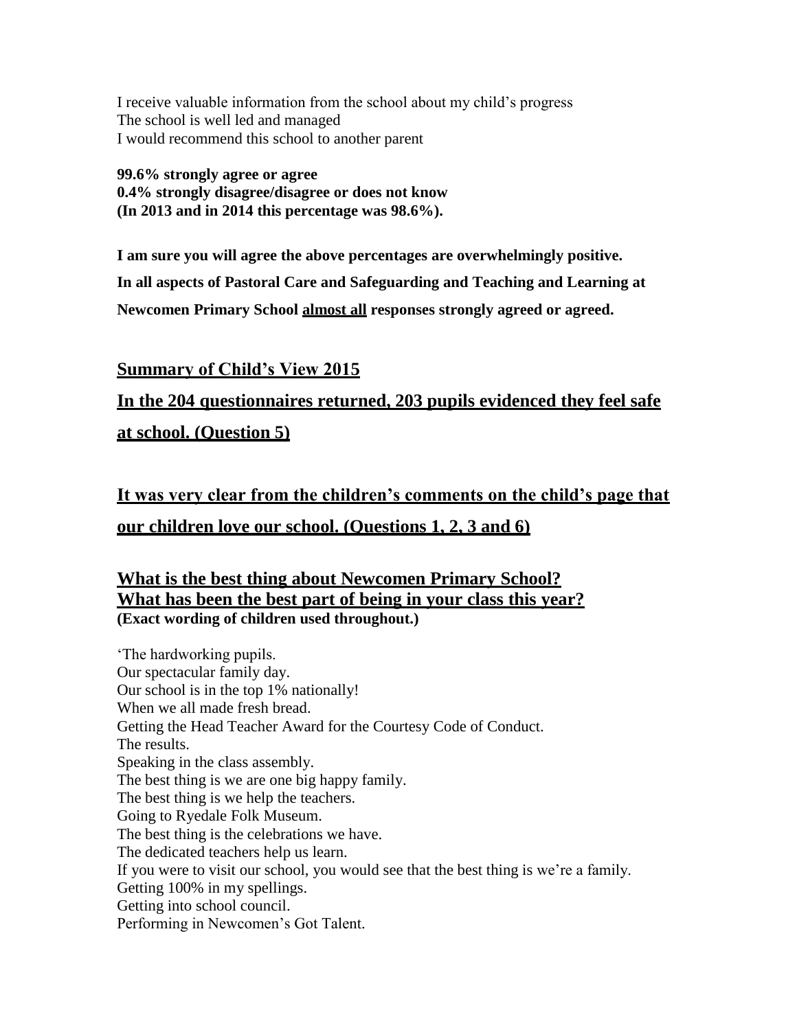I receive valuable information from the school about my child's progress
The school is well led and managed
I would recommend this school to another parent

**99.6% strongly agree or agree**
**0.4% strongly disagree/disagree or does not know**
**(In 2013 and in 2014 this percentage was 98.6%).**

**I am sure you will agree the above percentages are overwhelmingly positive.**

**In all aspects of Pastoral Care and Safeguarding and Teaching and Learning at Newcomen Primary School <u>almost all</u> responses strongly agreed or agreed.**

## <u>Summary of Child's View 2015</u>

## <u>In the 204 questionnaires returned, 203 pupils evidenced they feel safe at school. (Question 5)</u>

## <u>It was very clear from the children's comments on the child's page that our children love our school. (Questions 1, 2, 3 and 6)</u>

### <u>What is the best thing about Newcomen Primary School?</u>
### <u>What has been the best part of being in your class this year?</u>
**(Exact wording of children used throughout.)**

'The hardworking pupils.
Our spectacular family day.
Our school is in the top 1% nationally!
When we all made fresh bread.
Getting the Head Teacher Award for the Courtesy Code of Conduct.
The results.
Speaking in the class assembly.
The best thing is we are one big happy family.
The best thing is we help the teachers.
Going to Ryedale Folk Museum.
The best thing is the celebrations we have.
The dedicated teachers help us learn.
If you were to visit our school, you would see that the best thing is we're a family.
Getting 100% in my spellings.
Getting into school council.
Performing in Newcomen's Got Talent.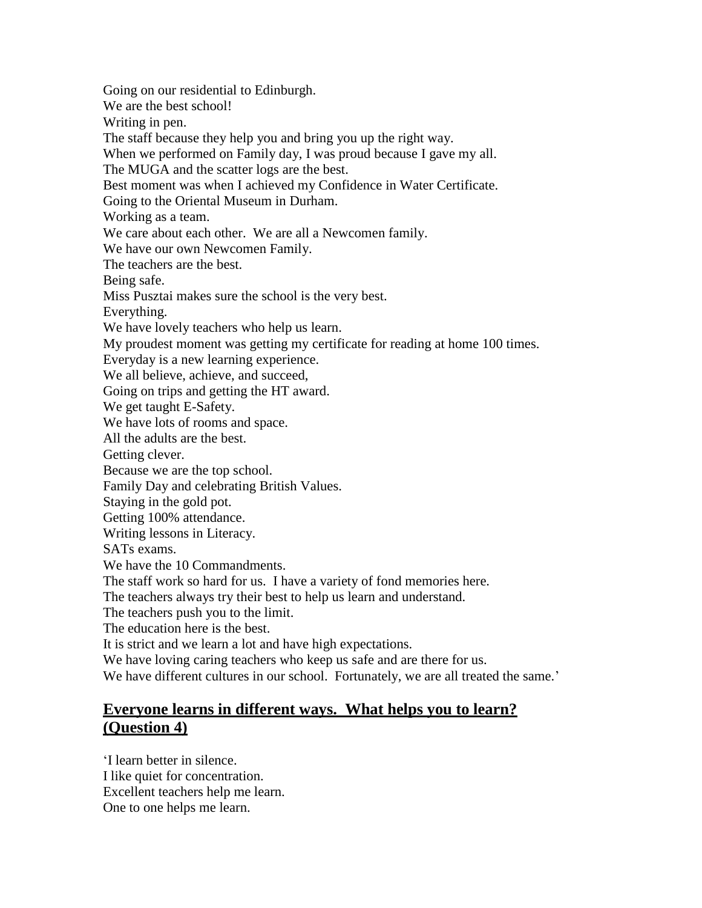Going on our residential to Edinburgh.
We are the best school!
Writing in pen.
The staff because they help you and bring you up the right way.
When we performed on Family day, I was proud because I gave my all.
The MUGA and the scatter logs are the best.
Best moment was when I achieved my Confidence in Water Certificate.
Going to the Oriental Museum in Durham.
Working as a team.
We care about each other. We are all a Newcomen family.
We have our own Newcomen Family.
The teachers are the best.
Being safe.
Miss Pusztai makes sure the school is the very best.
Everything.
We have lovely teachers who help us learn.
My proudest moment was getting my certificate for reading at home 100 times.
Everyday is a new learning experience.
We all believe, achieve, and succeed,
Going on trips and getting the HT award.
We get taught E-Safety.
We have lots of rooms and space.
All the adults are the best.
Getting clever.
Because we are the top school.
Family Day and celebrating British Values.
Staying in the gold pot.
Getting 100% attendance.
Writing lessons in Literacy.
SATs exams.
We have the 10 Commandments.
The staff work so hard for us. I have a variety of fond memories here.
The teachers always try their best to help us learn and understand.
The teachers push you to the limit.
The education here is the best.
It is strict and we learn a lot and have high expectations.
We have loving caring teachers who keep us safe and are there for us.
We have different cultures in our school. Fortunately, we are all treated the same.'

## Everyone learns in different ways. What helps you to learn? (Question 4)

'I learn better in silence.
I like quiet for concentration.
Excellent teachers help me learn.
One to one helps me learn.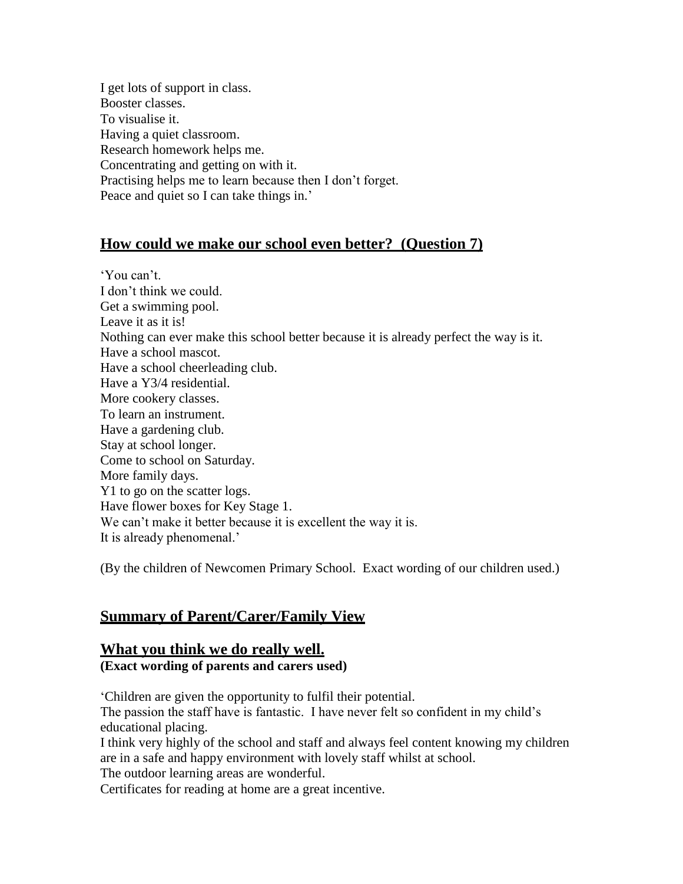I get lots of support in class.
Booster classes.
To visualise it.
Having a quiet classroom.
Research homework helps me.
Concentrating and getting on with it.
Practising helps me to learn because then I don't forget.
Peace and quiet so I can take things in.'

## **How could we make our school even better? (Question 7)**

'You can't.
I don't think we could.
Get a swimming pool.
Leave it as it is!
Nothing can ever make this school better because it is already perfect the way is it.
Have a school mascot.
Have a school cheerleading club.
Have a Y3/4 residential.
More cookery classes.
To learn an instrument.
Have a gardening club.
Stay at school longer.
Come to school on Saturday.
More family days.
Y1 to go on the scatter logs.
Have flower boxes for Key Stage 1.
We can't make it better because it is excellent the way it is.
It is already phenomenal.'

(By the children of Newcomen Primary School. Exact wording of our children used.)

## **Summary of Parent/Carer/Family View**

## **What you think we do really well.**

**(Exact wording of parents and carers used)**

'Children are given the opportunity to fulfil their potential.
The passion the staff have is fantastic. I have never felt so confident in my child's educational placing.
I think very highly of the school and staff and always feel content knowing my children are in a safe and happy environment with lovely staff whilst at school.
The outdoor learning areas are wonderful.
Certificates for reading at home are a great incentive.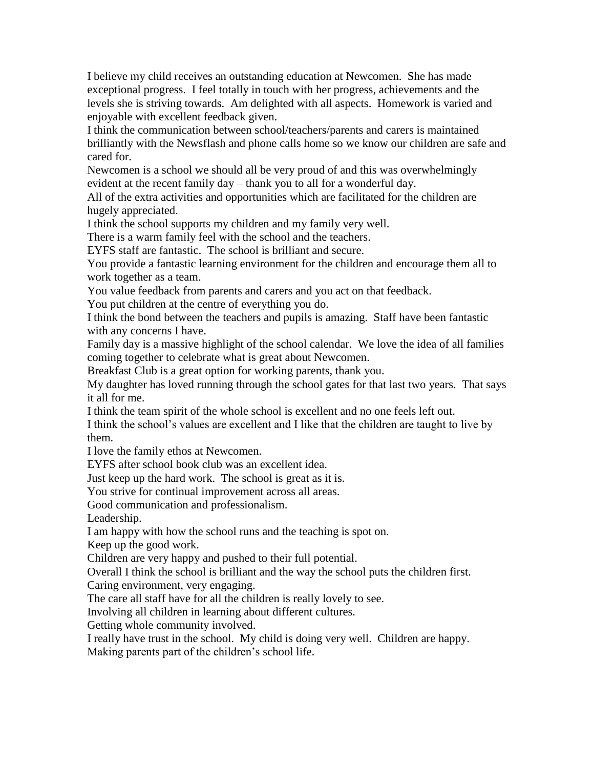I believe my child receives an outstanding education at Newcomen. She has made exceptional progress. I feel totally in touch with her progress, achievements and the levels she is striving towards. Am delighted with all aspects. Homework is varied and enjoyable with excellent feedback given.

I think the communication between school/teachers/parents and carers is maintained brilliantly with the Newsflash and phone calls home so we know our children are safe and cared for.

Newcomen is a school we should all be very proud of and this was overwhelmingly evident at the recent family day – thank you to all for a wonderful day.

All of the extra activities and opportunities which are facilitated for the children are hugely appreciated.

I think the school supports my children and my family very well.

There is a warm family feel with the school and the teachers.

EYFS staff are fantastic. The school is brilliant and secure.

You provide a fantastic learning environment for the children and encourage them all to work together as a team.

You value feedback from parents and carers and you act on that feedback.

You put children at the centre of everything you do.

I think the bond between the teachers and pupils is amazing. Staff have been fantastic with any concerns I have.

Family day is a massive highlight of the school calendar. We love the idea of all families coming together to celebrate what is great about Newcomen.

Breakfast Club is a great option for working parents, thank you.

My daughter has loved running through the school gates for that last two years. That says it all for me.

I think the team spirit of the whole school is excellent and no one feels left out.

I think the school's values are excellent and I like that the children are taught to live by them.

I love the family ethos at Newcomen.

EYFS after school book club was an excellent idea.

Just keep up the hard work. The school is great as it is.

You strive for continual improvement across all areas.

Good communication and professionalism.

Leadership.

I am happy with how the school runs and the teaching is spot on.

Keep up the good work.

Children are very happy and pushed to their full potential.

Overall I think the school is brilliant and the way the school puts the children first.

Caring environment, very engaging.

The care all staff have for all the children is really lovely to see.

Involving all children in learning about different cultures.

Getting whole community involved.

I really have trust in the school. My child is doing very well. Children are happy.

Making parents part of the children's school life.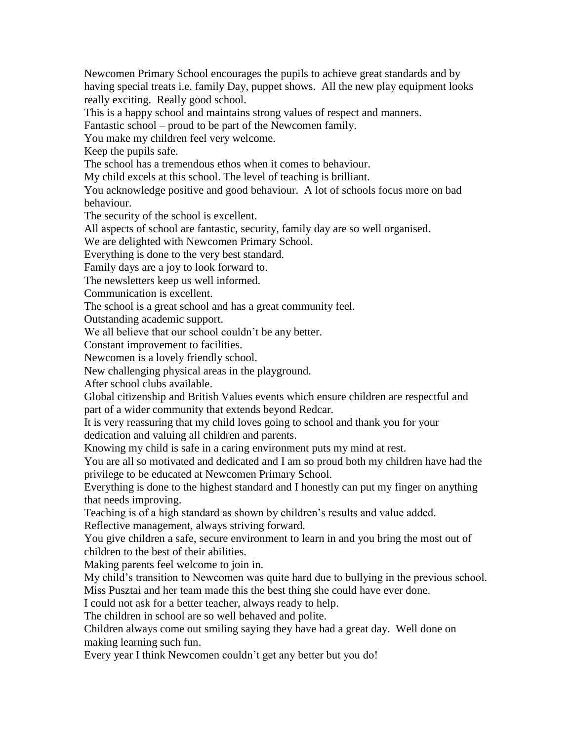Newcomen Primary School encourages the pupils to achieve great standards and by having special treats i.e. family Day, puppet shows. All the new play equipment looks really exciting. Really good school.

This is a happy school and maintains strong values of respect and manners.

Fantastic school – proud to be part of the Newcomen family.

You make my children feel very welcome.

Keep the pupils safe.

The school has a tremendous ethos when it comes to behaviour.

My child excels at this school. The level of teaching is brilliant.

You acknowledge positive and good behaviour. A lot of schools focus more on bad behaviour.

The security of the school is excellent.

All aspects of school are fantastic, security, family day are so well organised.

We are delighted with Newcomen Primary School.

Everything is done to the very best standard.

Family days are a joy to look forward to.

The newsletters keep us well informed.

Communication is excellent.

The school is a great school and has a great community feel.

Outstanding academic support.

We all believe that our school couldn't be any better.

Constant improvement to facilities.

Newcomen is a lovely friendly school.

New challenging physical areas in the playground.

After school clubs available.

Global citizenship and British Values events which ensure children are respectful and part of a wider community that extends beyond Redcar.

It is very reassuring that my child loves going to school and thank you for your dedication and valuing all children and parents.

Knowing my child is safe in a caring environment puts my mind at rest.

You are all so motivated and dedicated and I am so proud both my children have had the privilege to be educated at Newcomen Primary School.

Everything is done to the highest standard and I honestly can put my finger on anything that needs improving.

Teaching is of a high standard as shown by children's results and value added.

Reflective management, always striving forward.

You give children a safe, secure environment to learn in and you bring the most out of children to the best of their abilities.

Making parents feel welcome to join in.

My child's transition to Newcomen was quite hard due to bullying in the previous school. Miss Pusztai and her team made this the best thing she could have ever done.

I could not ask for a better teacher, always ready to help.

The children in school are so well behaved and polite.

Children always come out smiling saying they have had a great day. Well done on making learning such fun.

Every year I think Newcomen couldn't get any better but you do!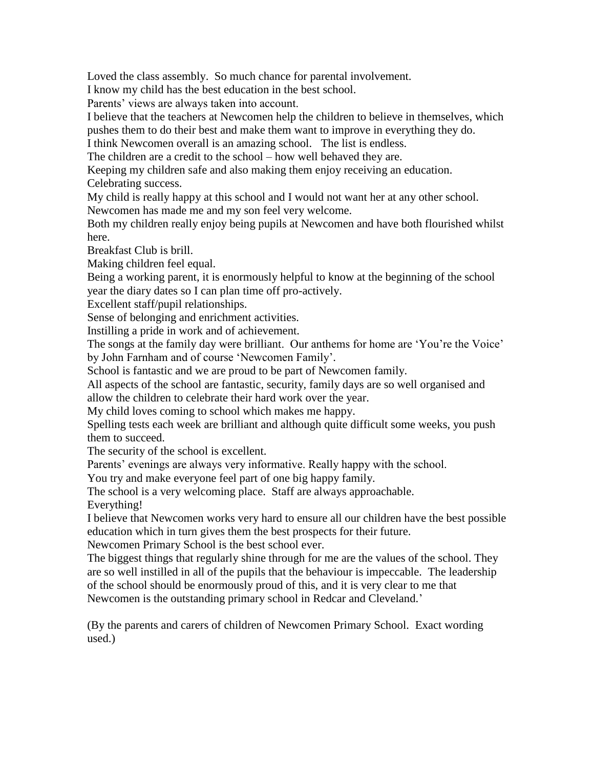Loved the class assembly. So much chance for parental involvement.

I know my child has the best education in the best school.

Parents' views are always taken into account.

I believe that the teachers at Newcomen help the children to believe in themselves, which pushes them to do their best and make them want to improve in everything they do.

I think Newcomen overall is an amazing school. The list is endless.

The children are a credit to the school – how well behaved they are.

Keeping my children safe and also making them enjoy receiving an education.

Celebrating success.

My child is really happy at this school and I would not want her at any other school.

Newcomen has made me and my son feel very welcome.

Both my children really enjoy being pupils at Newcomen and have both flourished whilst here.

Breakfast Club is brill.

Making children feel equal.

Being a working parent, it is enormously helpful to know at the beginning of the school year the diary dates so I can plan time off pro-actively.

Excellent staff/pupil relationships.

Sense of belonging and enrichment activities.

Instilling a pride in work and of achievement.

The songs at the family day were brilliant. Our anthems for home are 'You're the Voice' by John Farnham and of course 'Newcomen Family'.

School is fantastic and we are proud to be part of Newcomen family.

All aspects of the school are fantastic, security, family days are so well organised and allow the children to celebrate their hard work over the year.

My child loves coming to school which makes me happy.

Spelling tests each week are brilliant and although quite difficult some weeks, you push them to succeed.

The security of the school is excellent.

Parents' evenings are always very informative. Really happy with the school.

You try and make everyone feel part of one big happy family.

The school is a very welcoming place. Staff are always approachable.

Everything!

I believe that Newcomen works very hard to ensure all our children have the best possible education which in turn gives them the best prospects for their future.

Newcomen Primary School is the best school ever.

The biggest things that regularly shine through for me are the values of the school. They are so well instilled in all of the pupils that the behaviour is impeccable. The leadership of the school should be enormously proud of this, and it is very clear to me that Newcomen is the outstanding primary school in Redcar and Cleveland.'

(By the parents and carers of children of Newcomen Primary School. Exact wording used.)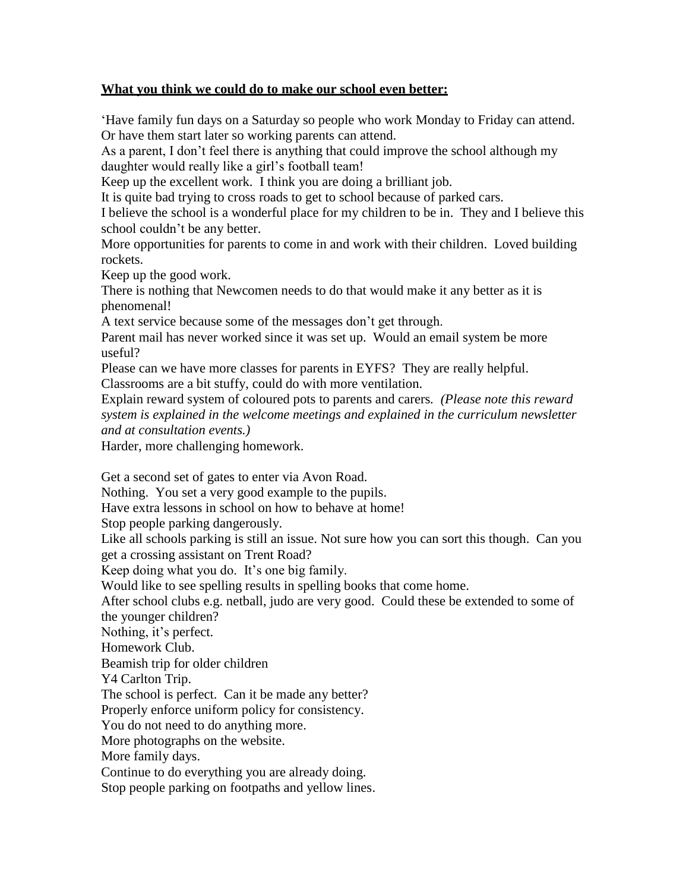**What you think we could do to make our school even better:**

'Have family fun days on a Saturday so people who work Monday to Friday can attend. Or have them start later so working parents can attend.

As a parent, I don't feel there is anything that could improve the school although my daughter would really like a girl's football team!

Keep up the excellent work. I think you are doing a brilliant job.

It is quite bad trying to cross roads to get to school because of parked cars.

I believe the school is a wonderful place for my children to be in. They and I believe this school couldn't be any better.

More opportunities for parents to come in and work with their children. Loved building rockets.

Keep up the good work.

There is nothing that Newcomen needs to do that would make it any better as it is phenomenal!

A text service because some of the messages don't get through.

Parent mail has never worked since it was set up. Would an email system be more useful?

Please can we have more classes for parents in EYFS? They are really helpful.

Classrooms are a bit stuffy, could do with more ventilation.

Explain reward system of coloured pots to parents and carers. *(Please note this reward system is explained in the welcome meetings and explained in the curriculum newsletter and at consultation events.)*

Harder, more challenging homework.

Get a second set of gates to enter via Avon Road.

Nothing. You set a very good example to the pupils.

Have extra lessons in school on how to behave at home!

Stop people parking dangerously.

Like all schools parking is still an issue. Not sure how you can sort this though. Can you get a crossing assistant on Trent Road?

Keep doing what you do. It's one big family.

Would like to see spelling results in spelling books that come home.

After school clubs e.g. netball, judo are very good. Could these be extended to some of the younger children?

Nothing, it's perfect.

Homework Club.

Beamish trip for older children

Y4 Carlton Trip.

The school is perfect. Can it be made any better?

Properly enforce uniform policy for consistency.

You do not need to do anything more.

More photographs on the website.

More family days.

Continue to do everything you are already doing.

Stop people parking on footpaths and yellow lines.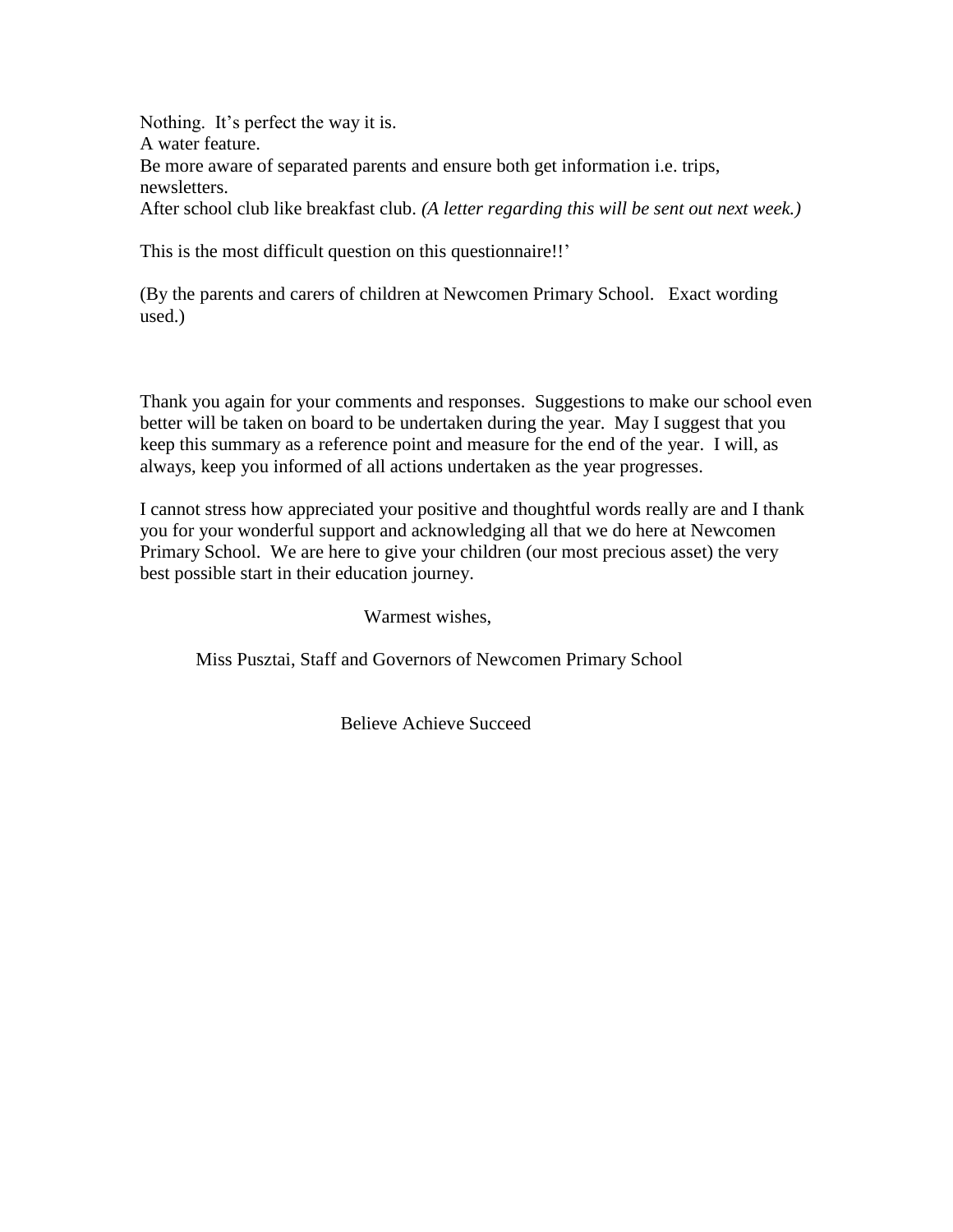Nothing. It's perfect the way it is.
A water feature.
Be more aware of separated parents and ensure both get information i.e. trips, newsletters.
After school club like breakfast club. *(A letter regarding this will be sent out next week.)*

This is the most difficult question on this questionnaire!!'

(By the parents and carers of children at Newcomen Primary School. Exact wording used.)

Thank you again for your comments and responses. Suggestions to make our school even better will be taken on board to be undertaken during the year. May I suggest that you keep this summary as a reference point and measure for the end of the year. I will, as always, keep you informed of all actions undertaken as the year progresses.

I cannot stress how appreciated your positive and thoughtful words really are and I thank you for your wonderful support and acknowledging all that we do here at Newcomen Primary School. We are here to give your children (our most precious asset) the very best possible start in their education journey.

Warmest wishes,

Miss Pusztai, Staff and Governors of Newcomen Primary School

Believe Achieve Succeed